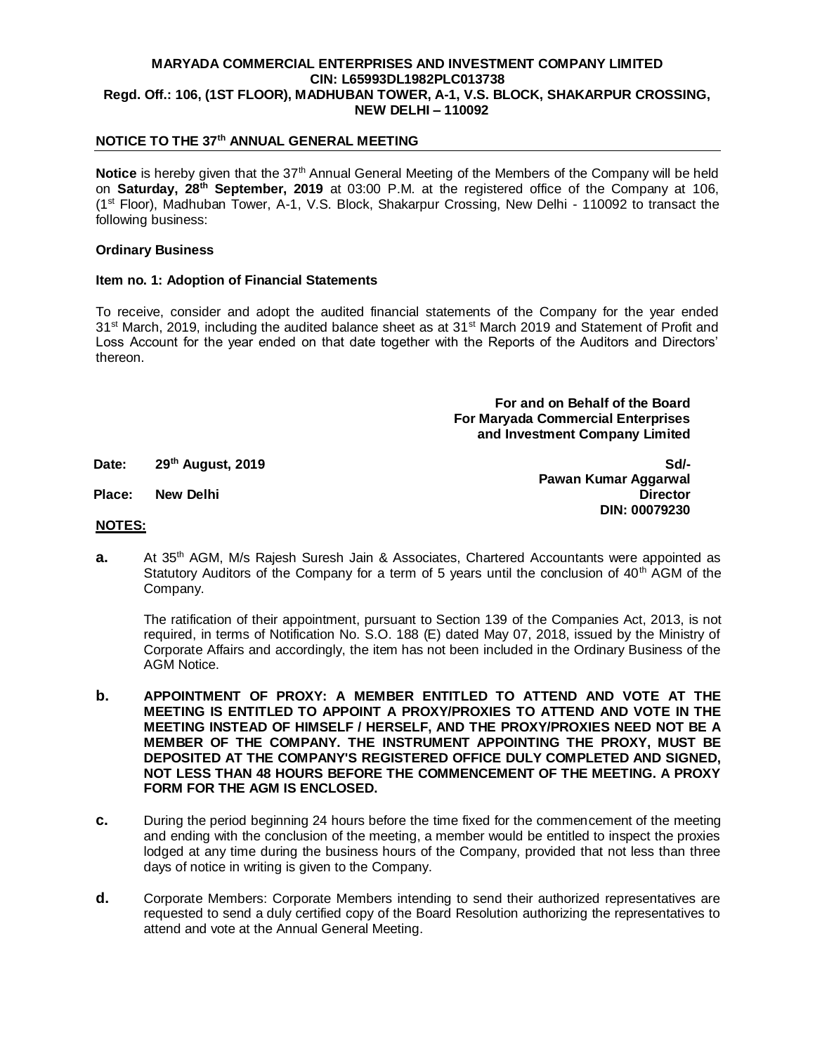**MARYADA COMMERCIAL ENTERPRISES AND INVESTMENT COMPANY LIMITED**
**CIN: L65993DL1982PLC013738**
**Regd. Off.: 106, (1ST FLOOR), MADHUBAN TOWER, A-1, V.S. BLOCK, SHAKARPUR CROSSING, NEW DELHI – 110092**

## NOTICE TO THE 37th ANNUAL GENERAL MEETING

**Notice** is hereby given that the 37th Annual General Meeting of the Members of the Company will be held on **Saturday, 28th September, 2019** at 03:00 P.M. at the registered office of the Company at 106, (1st Floor), Madhuban Tower, A-1, V.S. Block, Shakarpur Crossing, New Delhi - 110092 to transact the following business:

### Ordinary Business

**Item no. 1: Adoption of Financial Statements**

To receive, consider and adopt the audited financial statements of the Company for the year ended 31st March, 2019, including the audited balance sheet as at 31st March 2019 and Statement of Profit and Loss Account for the year ended on that date together with the Reports of the Auditors and Directors' thereon.

**For and on Behalf of the Board**
**For Maryada Commercial Enterprises and Investment Company Limited**

**Date: 29th August, 2019**

**Place: New Delhi**

**Sd/-**
**Pawan Kumar Aggarwal**
**Director**
**DIN: 00079230**

**NOTES:**

**a.** At 35th AGM, M/s Rajesh Suresh Jain & Associates, Chartered Accountants were appointed as Statutory Auditors of the Company for a term of 5 years until the conclusion of 40th AGM of the Company.

The ratification of their appointment, pursuant to Section 139 of the Companies Act, 2013, is not required, in terms of Notification No. S.O. 188 (E) dated May 07, 2018, issued by the Ministry of Corporate Affairs and accordingly, the item has not been included in the Ordinary Business of the AGM Notice.

**b.** **APPOINTMENT OF PROXY: A MEMBER ENTITLED TO ATTEND AND VOTE AT THE MEETING IS ENTITLED TO APPOINT A PROXY/PROXIES TO ATTEND AND VOTE IN THE MEETING INSTEAD OF HIMSELF / HERSELF, AND THE PROXY/PROXIES NEED NOT BE A MEMBER OF THE COMPANY. THE INSTRUMENT APPOINTING THE PROXY, MUST BE DEPOSITED AT THE COMPANY'S REGISTERED OFFICE DULY COMPLETED AND SIGNED, NOT LESS THAN 48 HOURS BEFORE THE COMMENCEMENT OF THE MEETING. A PROXY FORM FOR THE AGM IS ENCLOSED.**

**c.** During the period beginning 24 hours before the time fixed for the commencement of the meeting and ending with the conclusion of the meeting, a member would be entitled to inspect the proxies lodged at any time during the business hours of the Company, provided that not less than three days of notice in writing is given to the Company.

**d.** Corporate Members: Corporate Members intending to send their authorized representatives are requested to send a duly certified copy of the Board Resolution authorizing the representatives to attend and vote at the Annual General Meeting.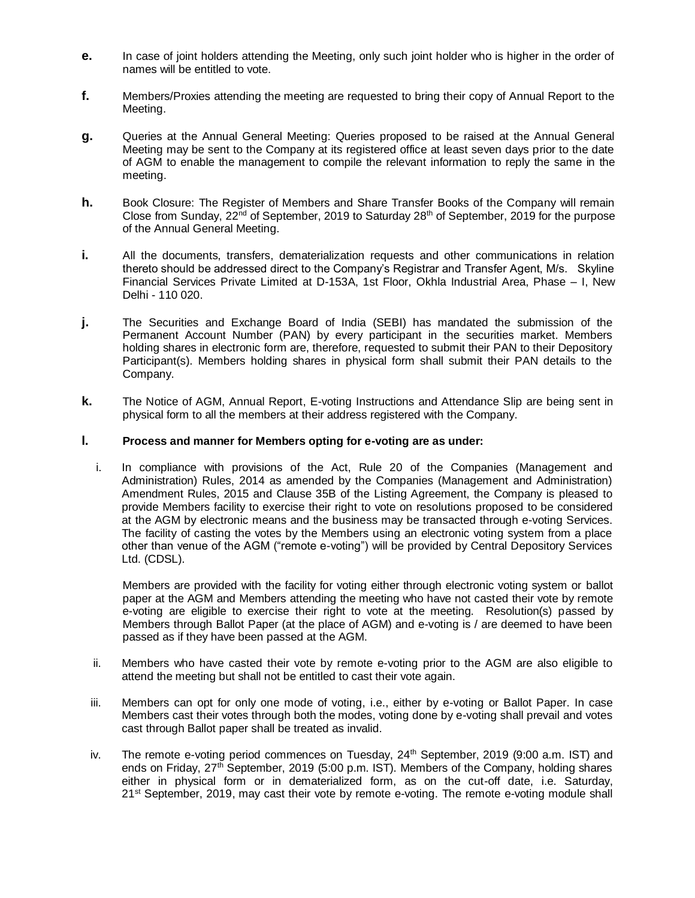**e.** In case of joint holders attending the Meeting, only such joint holder who is higher in the order of names will be entitled to vote.

**f.** Members/Proxies attending the meeting are requested to bring their copy of Annual Report to the Meeting.

**g.** Queries at the Annual General Meeting: Queries proposed to be raised at the Annual General Meeting may be sent to the Company at its registered office at least seven days prior to the date of AGM to enable the management to compile the relevant information to reply the same in the meeting.

**h.** Book Closure: The Register of Members and Share Transfer Books of the Company will remain Close from Sunday, 22nd of September, 2019 to Saturday 28th of September, 2019 for the purpose of the Annual General Meeting.

**i.** All the documents, transfers, dematerialization requests and other communications in relation thereto should be addressed direct to the Company's Registrar and Transfer Agent, M/s. Skyline Financial Services Private Limited at D-153A, 1st Floor, Okhla Industrial Area, Phase – I, New Delhi - 110 020.

**j.** The Securities and Exchange Board of India (SEBI) has mandated the submission of the Permanent Account Number (PAN) by every participant in the securities market. Members holding shares in electronic form are, therefore, requested to submit their PAN to their Depository Participant(s). Members holding shares in physical form shall submit their PAN details to the Company.

**k.** The Notice of AGM, Annual Report, E-voting Instructions and Attendance Slip are being sent in physical form to all the members at their address registered with the Company.

**l. Process and manner for Members opting for e-voting are as under:**

i. In compliance with provisions of the Act, Rule 20 of the Companies (Management and Administration) Rules, 2014 as amended by the Companies (Management and Administration) Amendment Rules, 2015 and Clause 35B of the Listing Agreement, the Company is pleased to provide Members facility to exercise their right to vote on resolutions proposed to be considered at the AGM by electronic means and the business may be transacted through e-voting Services. The facility of casting the votes by the Members using an electronic voting system from a place other than venue of the AGM ("remote e-voting") will be provided by Central Depository Services Ltd. (CDSL).

   Members are provided with the facility for voting either through electronic voting system or ballot paper at the AGM and Members attending the meeting who have not casted their vote by remote e-voting are eligible to exercise their right to vote at the meeting. Resolution(s) passed by Members through Ballot Paper (at the place of AGM) and e-voting is / are deemed to have been passed as if they have been passed at the AGM.

ii. Members who have casted their vote by remote e-voting prior to the AGM are also eligible to attend the meeting but shall not be entitled to cast their vote again.

iii. Members can opt for only one mode of voting, i.e., either by e-voting or Ballot Paper. In case Members cast their votes through both the modes, voting done by e-voting shall prevail and votes cast through Ballot paper shall be treated as invalid.

iv. The remote e-voting period commences on Tuesday, 24th September, 2019 (9:00 a.m. IST) and ends on Friday, 27th September, 2019 (5:00 p.m. IST). Members of the Company, holding shares either in physical form or in dematerialized form, as on the cut-off date, i.e. Saturday, 21st September, 2019, may cast their vote by remote e-voting. The remote e-voting module shall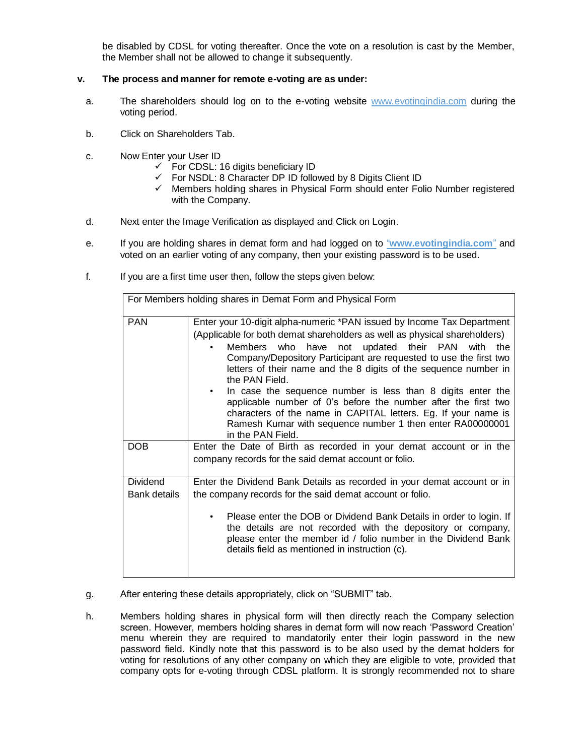be disabled by CDSL for voting thereafter. Once the vote on a resolution is cast by the Member, the Member shall not be allowed to change it subsequently.

**v. The process and manner for remote e-voting are as under:**

a. The shareholders should log on to the e-voting website www.evotingindia.com during the voting period.

b. Click on Shareholders Tab.

c. Now Enter your User ID
   - ✓ For CDSL: 16 digits beneficiary ID
   - ✓ For NSDL: 8 Character DP ID followed by 8 Digits Client ID
   - ✓ Members holding shares in Physical Form should enter Folio Number registered with the Company.

d. Next enter the Image Verification as displayed and Click on Login.

e. If you are holding shares in demat form and had logged on to "**www.evotingindia.com**" and voted on an earlier voting of any company, then your existing password is to be used.

f. If you are a first time user then, follow the steps given below:

| For Members holding shares in Demat Form and Physical Form | |
|---|---|
| PAN | Enter your 10-digit alpha-numeric *PAN issued by Income Tax Department (Applicable for both demat shareholders as well as physical shareholders)<br>• Members who have not updated their PAN with the Company/Depository Participant are requested to use the first two letters of their name and the 8 digits of the sequence number in the PAN Field.<br>• In case the sequence number is less than 8 digits enter the applicable number of 0's before the number after the first two characters of the name in CAPITAL letters. Eg. If your name is Ramesh Kumar with sequence number 1 then enter RA00000001 in the PAN Field. |
| DOB | Enter the Date of Birth as recorded in your demat account or in the company records for the said demat account or folio. |
| Dividend Bank details | Enter the Dividend Bank Details as recorded in your demat account or in the company records for the said demat account or folio.<br>• Please enter the DOB or Dividend Bank Details in order to login. If the details are not recorded with the depository or company, please enter the member id / folio number in the Dividend Bank details field as mentioned in instruction (c). |

g. After entering these details appropriately, click on "SUBMIT" tab.

h. Members holding shares in physical form will then directly reach the Company selection screen. However, members holding shares in demat form will now reach 'Password Creation' menu wherein they are required to mandatorily enter their login password in the new password field. Kindly note that this password is to be also used by the demat holders for voting for resolutions of any other company on which they are eligible to vote, provided that company opts for e-voting through CDSL platform. It is strongly recommended not to share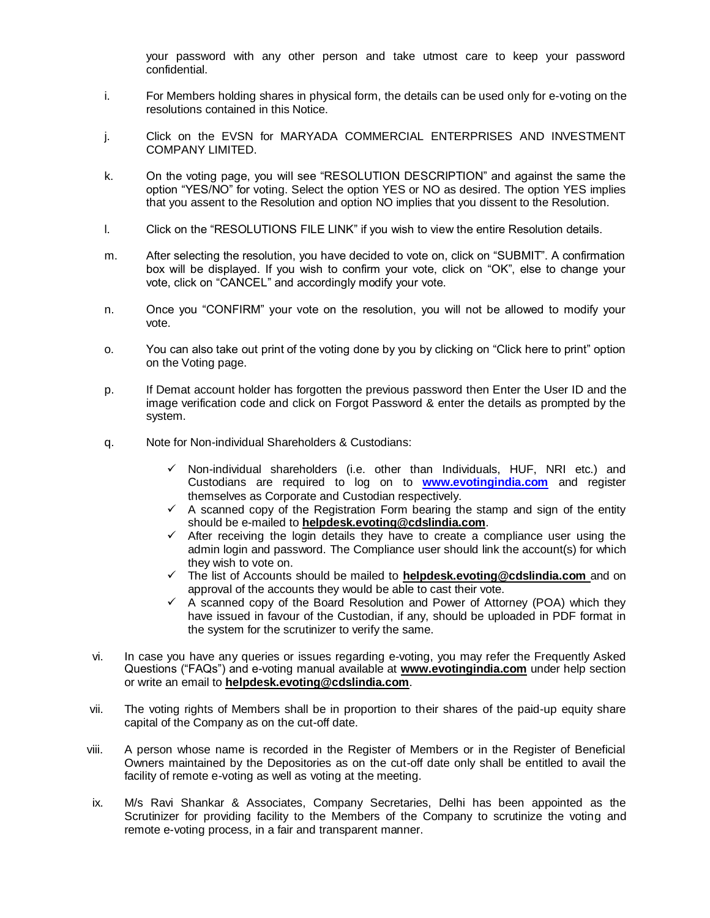your password with any other person and take utmost care to keep your password confidential.

i. For Members holding shares in physical form, the details can be used only for e-voting on the resolutions contained in this Notice.

j. Click on the EVSN for MARYADA COMMERCIAL ENTERPRISES AND INVESTMENT COMPANY LIMITED.

k. On the voting page, you will see "RESOLUTION DESCRIPTION" and against the same the option "YES/NO" for voting. Select the option YES or NO as desired. The option YES implies that you assent to the Resolution and option NO implies that you dissent to the Resolution.

l. Click on the "RESOLUTIONS FILE LINK" if you wish to view the entire Resolution details.

m. After selecting the resolution, you have decided to vote on, click on "SUBMIT". A confirmation box will be displayed. If you wish to confirm your vote, click on "OK", else to change your vote, click on "CANCEL" and accordingly modify your vote.

n. Once you "CONFIRM" your vote on the resolution, you will not be allowed to modify your vote.

o. You can also take out print of the voting done by you by clicking on "Click here to print" option on the Voting page.

p. If Demat account holder has forgotten the previous password then Enter the User ID and the image verification code and click on Forgot Password & enter the details as prompted by the system.

q. Note for Non-individual Shareholders & Custodians:

   - ✓ Non-individual shareholders (i.e. other than Individuals, HUF, NRI etc.) and Custodians are required to log on to **www.evotingindia.com** and register themselves as Corporate and Custodian respectively.
   - ✓ A scanned copy of the Registration Form bearing the stamp and sign of the entity should be e-mailed to **helpdesk.evoting@cdslindia.com**.
   - ✓ After receiving the login details they have to create a compliance user using the admin login and password. The Compliance user should link the account(s) for which they wish to vote on.
   - ✓ The list of Accounts should be mailed to **helpdesk.evoting@cdslindia.com** and on approval of the accounts they would be able to cast their vote.
   - ✓ A scanned copy of the Board Resolution and Power of Attorney (POA) which they have issued in favour of the Custodian, if any, should be uploaded in PDF format in the system for the scrutinizer to verify the same.

vi. In case you have any queries or issues regarding e-voting, you may refer the Frequently Asked Questions ("FAQs") and e-voting manual available at **www.evotingindia.com** under help section or write an email to **helpdesk.evoting@cdslindia.com**.

vii. The voting rights of Members shall be in proportion to their shares of the paid-up equity share capital of the Company as on the cut-off date.

viii. A person whose name is recorded in the Register of Members or in the Register of Beneficial Owners maintained by the Depositories as on the cut-off date only shall be entitled to avail the facility of remote e-voting as well as voting at the meeting.

ix. M/s Ravi Shankar & Associates, Company Secretaries, Delhi has been appointed as the Scrutinizer for providing facility to the Members of the Company to scrutinize the voting and remote e-voting process, in a fair and transparent manner.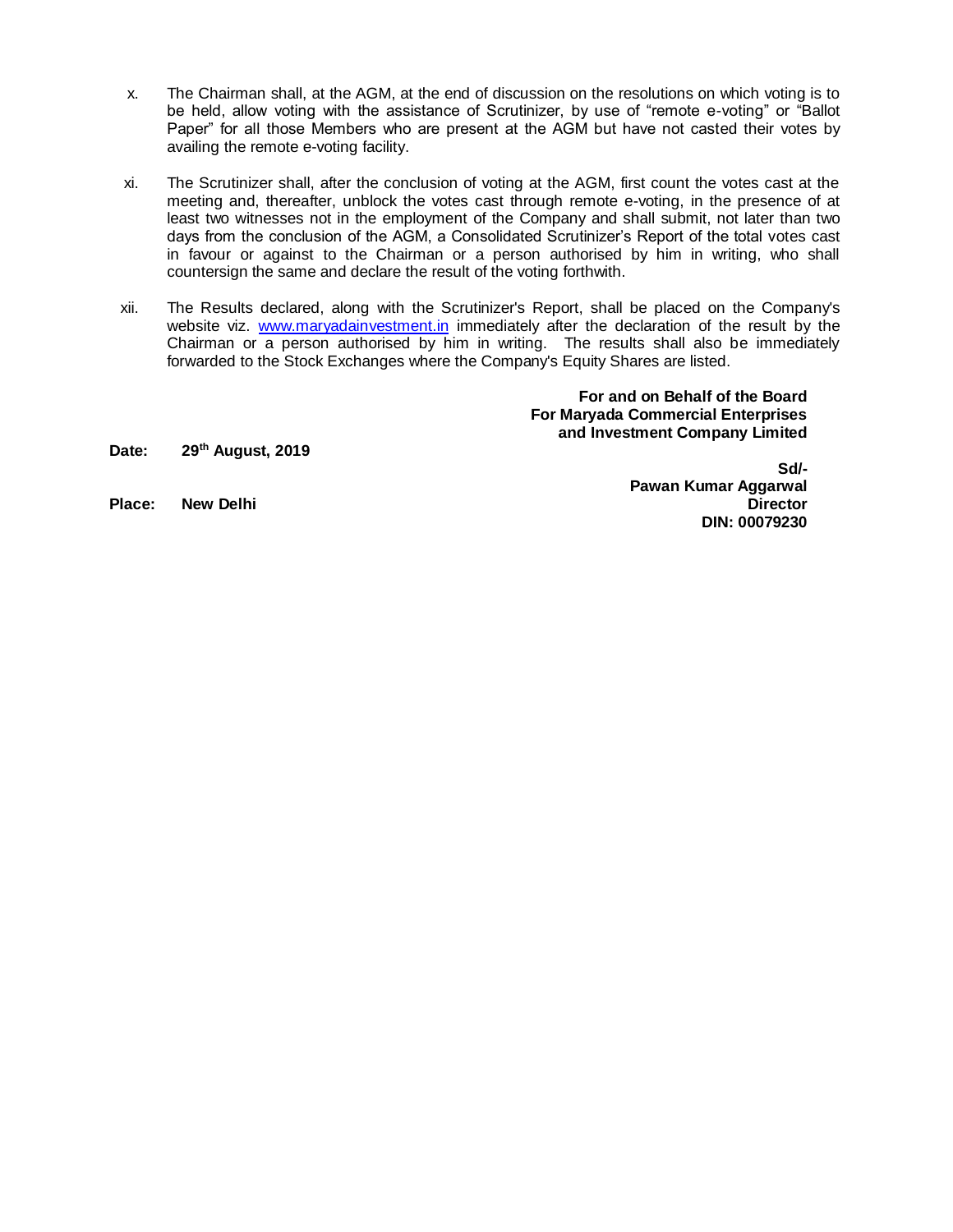x. The Chairman shall, at the AGM, at the end of discussion on the resolutions on which voting is to be held, allow voting with the assistance of Scrutinizer, by use of "remote e-voting" or "Ballot Paper" for all those Members who are present at the AGM but have not casted their votes by availing the remote e-voting facility.

xi. The Scrutinizer shall, after the conclusion of voting at the AGM, first count the votes cast at the meeting and, thereafter, unblock the votes cast through remote e-voting, in the presence of at least two witnesses not in the employment of the Company and shall submit, not later than two days from the conclusion of the AGM, a Consolidated Scrutinizer's Report of the total votes cast in favour or against to the Chairman or a person authorised by him in writing, who shall countersign the same and declare the result of the voting forthwith.

xii. The Results declared, along with the Scrutinizer's Report, shall be placed on the Company's website viz. www.maryadainvestment.in immediately after the declaration of the result by the Chairman or a person authorised by him in writing. The results shall also be immediately forwarded to the Stock Exchanges where the Company's Equity Shares are listed.

**For and on Behalf of the Board**
**For Maryada Commercial Enterprises and Investment Company Limited**

**Date: 29th August, 2019**

**Sd/-**
**Pawan Kumar Aggarwal**
**Director**
**DIN: 00079230**

**Place: New Delhi**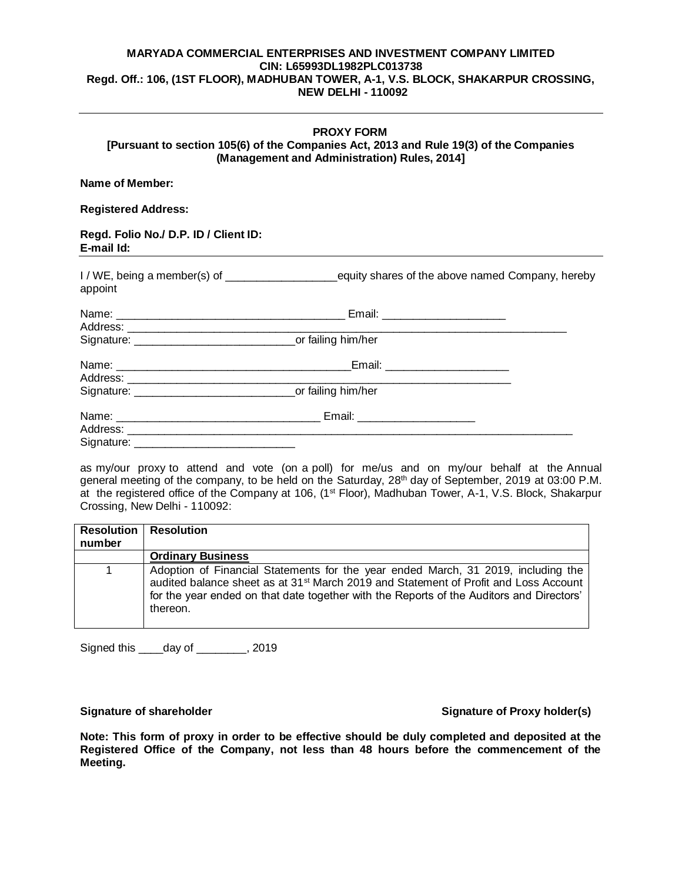**MARYADA COMMERCIAL ENTERPRISES AND INVESTMENT COMPANY LIMITED**
**CIN: L65993DL1982PLC013738**
**Regd. Off.: 106, (1ST FLOOR), MADHUBAN TOWER, A-1, V.S. BLOCK, SHAKARPUR CROSSING, NEW DELHI - 110092**

---

## PROXY FORM

**[Pursuant to section 105(6) of the Companies Act, 2013 and Rule 19(3) of the Companies (Management and Administration) Rules, 2014]**

**Name of Member:**

**Registered Address:**

**Regd. Folio No./ D.P. ID / Client ID:**
**E-mail Id:**

---

I / WE, being a member(s) of __________________equity shares of the above named Company, hereby appoint

Name: ____________________________________ Email: ___________________
Address: __________________________________________________________________________
Signature: __________________________or failing him/her

Name: _____________________________________Email: ___________________
Address: __________________________________________________________________
Signature: __________________________or failing him/her

Name: _________________________________ Email: ___________________
Address: __________________________________________________________________________
Signature: __________________________

as my/our proxy to attend and vote (on a poll) for me/us and on my/our behalf at the Annual general meeting of the company, to be held on the Saturday, 28th day of September, 2019 at 03:00 P.M. at the registered office of the Company at 106, (1st Floor), Madhuban Tower, A-1, V.S. Block, Shakarpur Crossing, New Delhi - 110092:

| Resolution number | Resolution |
|---|---|
| | **Ordinary Business** |
| 1 | Adoption of Financial Statements for the year ended March, 31 2019, including the audited balance sheet as at 31st March 2019 and Statement of Profit and Loss Account for the year ended on that date together with the Reports of the Auditors and Directors' thereon. |

Signed this ____day of ________, 2019

**Signature of shareholder** **Signature of Proxy holder(s)**

**Note: This form of proxy in order to be effective should be duly completed and deposited at the Registered Office of the Company, not less than 48 hours before the commencement of the Meeting.**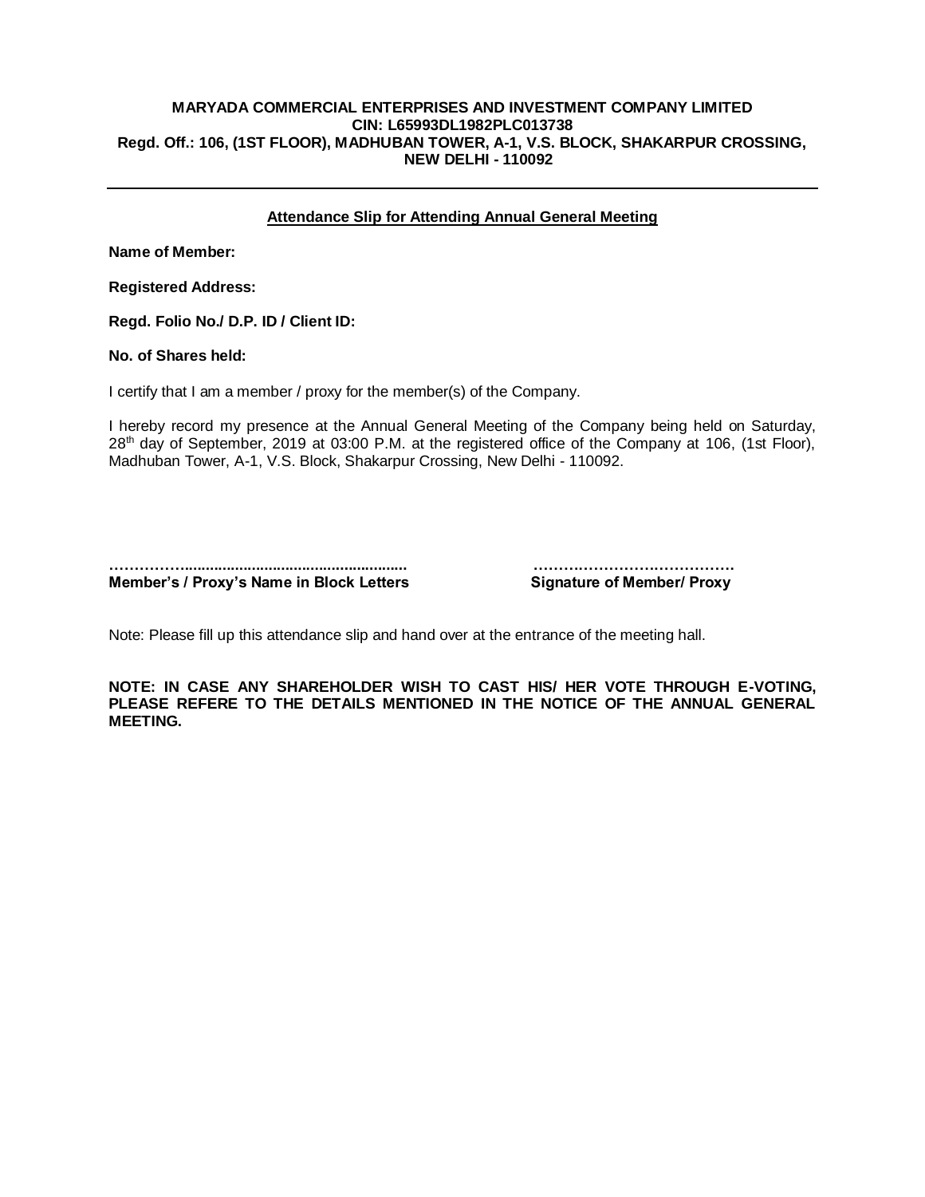**MARYADA COMMERCIAL ENTERPRISES AND INVESTMENT COMPANY LIMITED**
**CIN: L65993DL1982PLC013738**
**Regd. Off.: 106, (1ST FLOOR), MADHUBAN TOWER, A-1, V.S. BLOCK, SHAKARPUR CROSSING, NEW DELHI - 110092**

---

## Attendance Slip for Attending Annual General Meeting

**Name of Member:**

**Registered Address:**

**Regd. Folio No./ D.P. ID / Client ID:**

**No. of Shares held:**

I certify that I am a member / proxy for the member(s) of the Company.

I hereby record my presence at the Annual General Meeting of the Company being held on Saturday, 28th day of September, 2019 at 03:00 P.M. at the registered office of the Company at 106, (1st Floor), Madhuban Tower, A-1, V.S. Block, Shakarpur Crossing, New Delhi - 110092.

……………....................................................  ………………………………….
**Member's / Proxy's Name in Block Letters**  **Signature of Member/ Proxy**

Note: Please fill up this attendance slip and hand over at the entrance of the meeting hall.

**NOTE: IN CASE ANY SHAREHOLDER WISH TO CAST HIS/ HER VOTE THROUGH E-VOTING, PLEASE REFERE TO THE DETAILS MENTIONED IN THE NOTICE OF THE ANNUAL GENERAL MEETING.**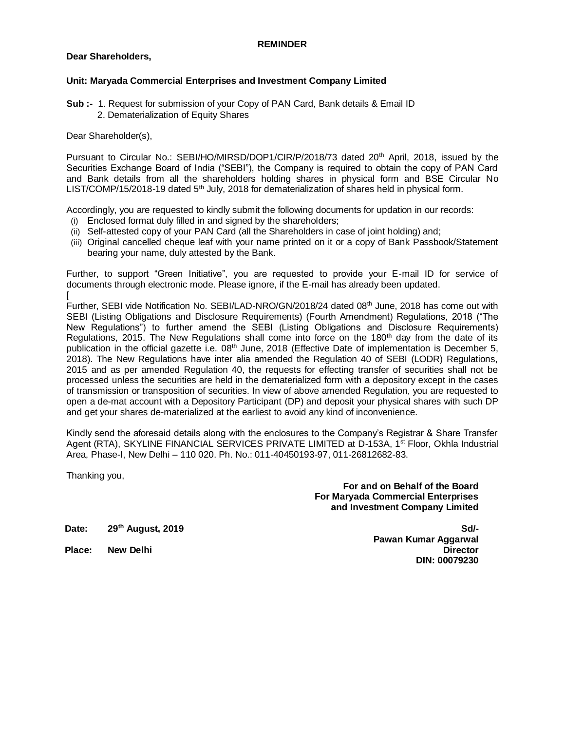**REMINDER**

**Dear Shareholders,**

**Unit: Maryada Commercial Enterprises and Investment Company Limited**

**Sub :-** 1. Request for submission of your Copy of PAN Card, Bank details & Email ID
2. Dematerialization of Equity Shares

Dear Shareholder(s),

Pursuant to Circular No.: SEBI/HO/MIRSD/DOP1/CIR/P/2018/73 dated 20th April, 2018, issued by the Securities Exchange Board of India ("SEBI"), the Company is required to obtain the copy of PAN Card and Bank details from all the shareholders holding shares in physical form and BSE Circular No LIST/COMP/15/2018-19 dated 5th July, 2018 for dematerialization of shares held in physical form.

Accordingly, you are requested to kindly submit the following documents for updation in our records:

(i) Enclosed format duly filled in and signed by the shareholders;
(ii) Self-attested copy of your PAN Card (all the Shareholders in case of joint holding) and;
(iii) Original cancelled cheque leaf with your name printed on it or a copy of Bank Passbook/Statement bearing your name, duly attested by the Bank.

Further, to support "Green Initiative", you are requested to provide your E-mail ID for service of documents through electronic mode. Please ignore, if the E-mail has already been updated.
[
Further, SEBI vide Notification No. SEBI/LAD-NRO/GN/2018/24 dated 08th June, 2018 has come out with SEBI (Listing Obligations and Disclosure Requirements) (Fourth Amendment) Regulations, 2018 ("The New Regulations") to further amend the SEBI (Listing Obligations and Disclosure Requirements) Regulations, 2015. The New Regulations shall come into force on the 180th day from the date of its publication in the official gazette i.e. 08th June, 2018 (Effective Date of implementation is December 5, 2018). The New Regulations have inter alia amended the Regulation 40 of SEBI (LODR) Regulations, 2015 and as per amended Regulation 40, the requests for effecting transfer of securities shall not be processed unless the securities are held in the dematerialized form with a depository except in the cases of transmission or transposition of securities. In view of above amended Regulation, you are requested to open a de-mat account with a Depository Participant (DP) and deposit your physical shares with such DP and get your shares de-materialized at the earliest to avoid any kind of inconvenience.

Kindly send the aforesaid details along with the enclosures to the Company's Registrar & Share Transfer Agent (RTA), SKYLINE FINANCIAL SERVICES PRIVATE LIMITED at D-153A, 1st Floor, Okhla Industrial Area, Phase-I, New Delhi – 110 020. Ph. No.: 011-40450193-97, 011-26812682-83.

Thanking you,

**For and on Behalf of the Board**
**For Maryada Commercial Enterprises and Investment Company Limited**

**Date: 29th August, 2019**

**Place: New Delhi**

**Sd/-**
**Pawan Kumar Aggarwal**
**Director**
**DIN: 00079230**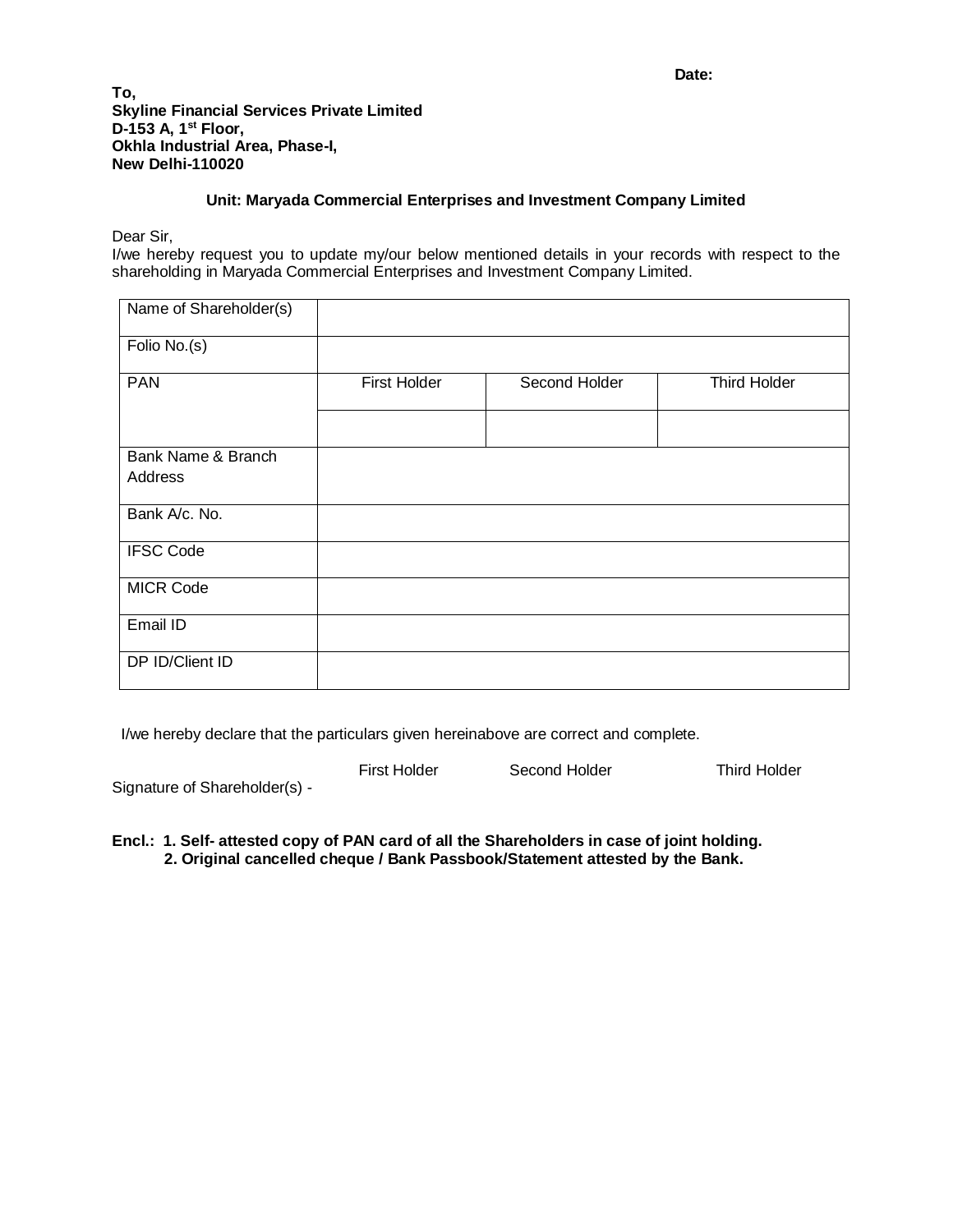**Date:**

**To,**
**Skyline Financial Services Private Limited**
**D-153 A, 1st Floor,**
**Okhla Industrial Area, Phase-I,**
**New Delhi-110020**

**Unit: Maryada Commercial Enterprises and Investment Company Limited**

Dear Sir,
I/we hereby request you to update my/our below mentioned details in your records with respect to the shareholding in Maryada Commercial Enterprises and Investment Company Limited.

| | | | |
|---|---|---|---|
| Name of Shareholder(s) | | | |
| Folio No.(s) | | | |
| PAN | First Holder | Second Holder | Third Holder |
| | | | |
| Bank Name & Branch Address | | | |
| Bank A/c. No. | | | |
| IFSC Code | | | |
| MICR Code | | | |
| Email ID | | | |
| DP ID/Client ID | | | |

I/we hereby declare that the particulars given hereinabove are correct and complete.

Signature of Shareholder(s) - First Holder Second Holder Third Holder

**Encl.: 1. Self- attested copy of PAN card of all the Shareholders in case of joint holding.**
**2. Original cancelled cheque / Bank Passbook/Statement attested by the Bank.**